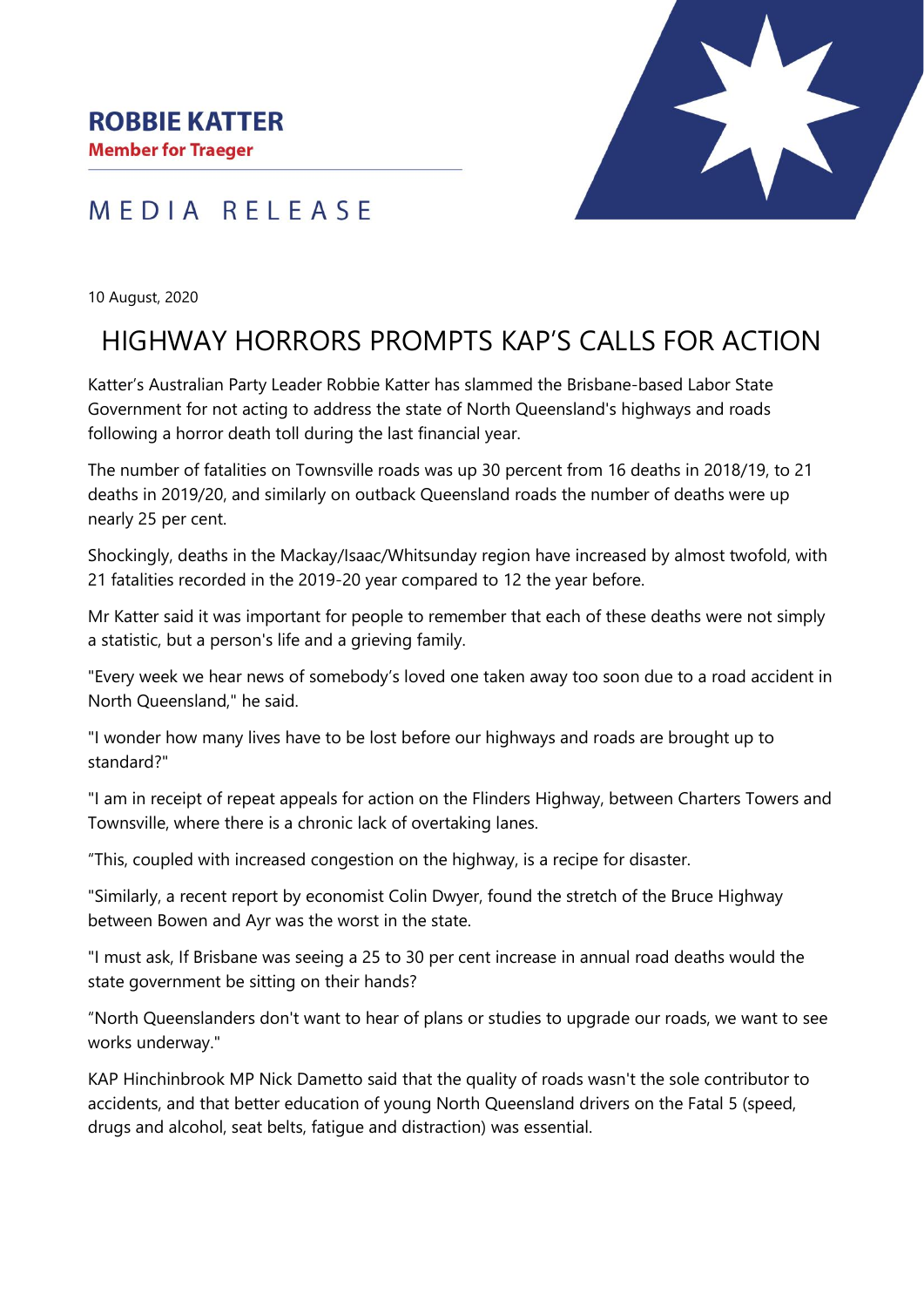**ROBBIE KATTER**
**Member for Traeger**

MEDIA RELEASE

10 August, 2020

# HIGHWAY HORRORS PROMPTS KAP'S CALLS FOR ACTION

Katter's Australian Party Leader Robbie Katter has slammed the Brisbane-based Labor State Government for not acting to address the state of North Queensland's highways and roads following a horror death toll during the last financial year.

The number of fatalities on Townsville roads was up 30 percent from 16 deaths in 2018/19, to 21 deaths in 2019/20, and similarly on outback Queensland roads the number of deaths were up nearly 25 per cent.

Shockingly, deaths in the Mackay/Isaac/Whitsunday region have increased by almost twofold, with 21 fatalities recorded in the 2019-20 year compared to 12 the year before.

Mr Katter said it was important for people to remember that each of these deaths were not simply a statistic, but a person's life and a grieving family.

"Every week we hear news of somebody's loved one taken away too soon due to a road accident in North Queensland," he said.

"I wonder how many lives have to be lost before our highways and roads are brought up to standard?"

"I am in receipt of repeat appeals for action on the Flinders Highway, between Charters Towers and Townsville, where there is a chronic lack of overtaking lanes.

"This, coupled with increased congestion on the highway, is a recipe for disaster.

"Similarly, a recent report by economist Colin Dwyer, found the stretch of the Bruce Highway between Bowen and Ayr was the worst in the state.

"I must ask, If Brisbane was seeing a 25 to 30 per cent increase in annual road deaths would the state government be sitting on their hands?

"North Queenslanders don't want to hear of plans or studies to upgrade our roads, we want to see works underway."

KAP Hinchinbrook MP Nick Dametto said that the quality of roads wasn't the sole contributor to accidents, and that better education of young North Queensland drivers on the Fatal 5 (speed, drugs and alcohol, seat belts, fatigue and distraction) was essential.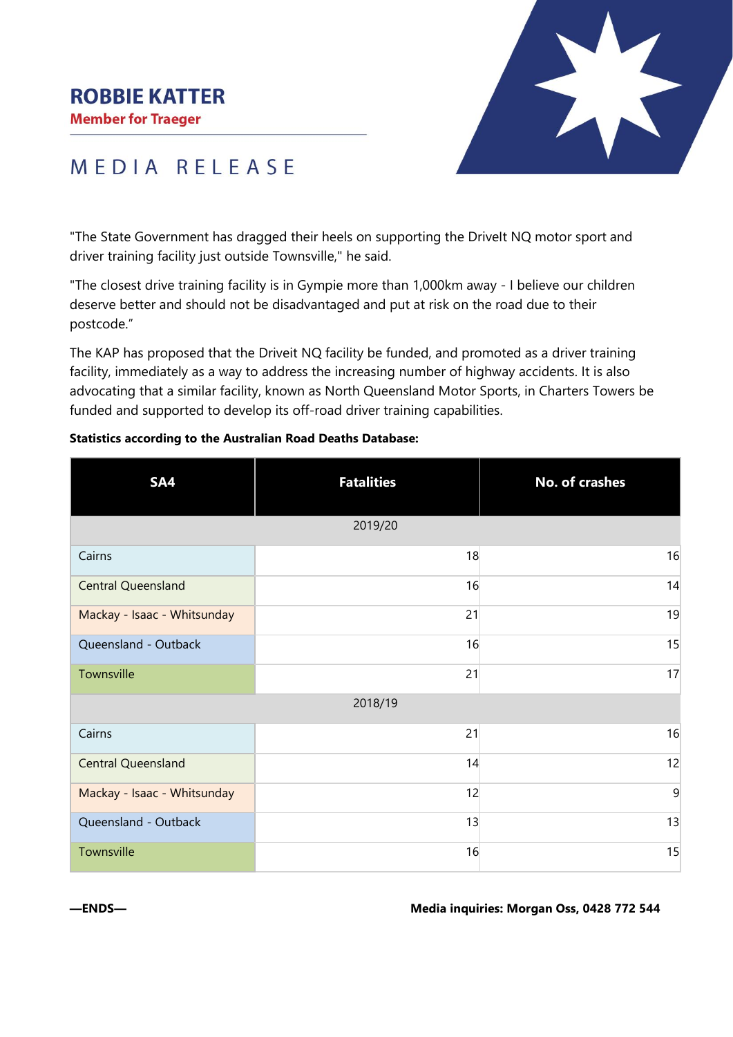# ROBBIE KATTER

**Member for Traeger**

## MEDIA RELEASE

"The State Government has dragged their heels on supporting the DriveIt NQ motor sport and driver training facility just outside Townsville," he said.

"The closest drive training facility is in Gympie more than 1,000km away - I believe our children deserve better and should not be disadvantaged and put at risk on the road due to their postcode."

The KAP has proposed that the Driveit NQ facility be funded, and promoted as a driver training facility, immediately as a way to address the increasing number of highway accidents. It is also advocating that a similar facility, known as North Queensland Motor Sports, in Charters Towers be funded and supported to develop its off-road driver training capabilities.

**Statistics according to the Australian Road Deaths Database:**

| SA4 | Fatalities | No. of crashes |
|---|---|---|
| | 2019/20 | |
| Cairns | 18 | 16 |
| Central Queensland | 16 | 14 |
| Mackay - Isaac - Whitsunday | 21 | 19 |
| Queensland - Outback | 16 | 15 |
| Townsville | 21 | 17 |
| | 2018/19 | |
| Cairns | 21 | 16 |
| Central Queensland | 14 | 12 |
| Mackay - Isaac - Whitsunday | 12 | 9 |
| Queensland - Outback | 13 | 13 |
| Townsville | 16 | 15 |

**—ENDS—**

**Media inquiries: Morgan Oss, 0428 772 544**